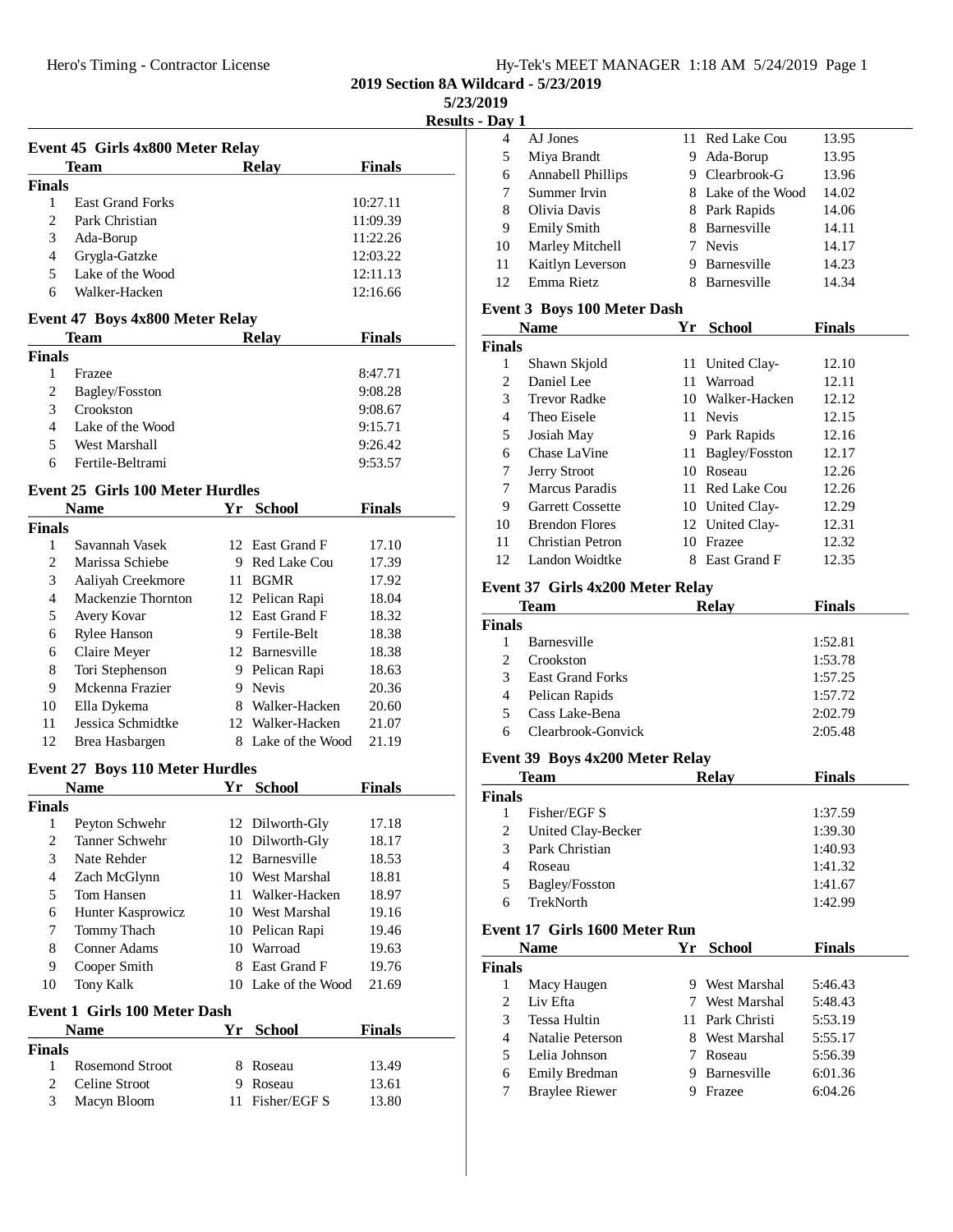**2019 Section 8A Wildcard - 5/23/2019**

**5/23/2019**

**Results - Day 1**

### Event 45 Girls 4x800 Meter Relay

| | Team | Relay | Finals |
|---|---|---|---|
| **Finals** | | | |
| 1 | East Grand Forks | | 10:27.11 |
| 2 | Park Christian | | 11:09.39 |
| 3 | Ada-Borup | | 11:22.26 |
| 4 | Grygla-Gatzke | | 12:03.22 |
| 5 | Lake of the Wood | | 12:11.13 |
| 6 | Walker-Hacken | | 12:16.66 |

### Event 47 Boys 4x800 Meter Relay

| | Team | Relay | Finals |
|---|---|---|---|
| **Finals** | | | |
| 1 | Frazee | | 8:47.71 |
| 2 | Bagley/Fosston | | 9:08.28 |
| 3 | Crookston | | 9:08.67 |
| 4 | Lake of the Wood | | 9:15.71 |
| 5 | West Marshall | | 9:26.42 |
| 6 | Fertile-Beltrami | | 9:53.57 |

### Event 25 Girls 100 Meter Hurdles

| | Name | Yr | School | Finals |
|---|---|---|---|---|
| **Finals** | | | | |
| 1 | Savannah Vasek | 12 | East Grand F | 17.10 |
| 2 | Marissa Schiebe | 9 | Red Lake Cou | 17.39 |
| 3 | Aaliyah Creekmore | 11 | BGMR | 17.92 |
| 4 | Mackenzie Thornton | 12 | Pelican Rapi | 18.04 |
| 5 | Avery Kovar | 12 | East Grand F | 18.32 |
| 6 | Rylee Hanson | 9 | Fertile-Belt | 18.38 |
| 6 | Claire Meyer | 12 | Barnesville | 18.38 |
| 8 | Tori Stephenson | 9 | Pelican Rapi | 18.63 |
| 9 | Mckenna Frazier | 9 | Nevis | 20.36 |
| 10 | Ella Dykema | 8 | Walker-Hacken | 20.60 |
| 11 | Jessica Schmidtke | 12 | Walker-Hacken | 21.07 |
| 12 | Brea Hasbargen | 8 | Lake of the Wood | 21.19 |

### Event 27 Boys 110 Meter Hurdles

| | Name | Yr | School | Finals |
|---|---|---|---|---|
| **Finals** | | | | |
| 1 | Peyton Schwehr | 12 | Dilworth-Gly | 17.18 |
| 2 | Tanner Schwehr | 10 | Dilworth-Gly | 18.17 |
| 3 | Nate Rehder | 12 | Barnesville | 18.53 |
| 4 | Zach McGlynn | 10 | West Marshal | 18.81 |
| 5 | Tom Hansen | 11 | Walker-Hacken | 18.97 |
| 6 | Hunter Kasprowicz | 10 | West Marshal | 19.16 |
| 7 | Tommy Thach | 10 | Pelican Rapi | 19.46 |
| 8 | Conner Adams | 10 | Warroad | 19.63 |
| 9 | Cooper Smith | 8 | East Grand F | 19.76 |
| 10 | Tony Kalk | 10 | Lake of the Wood | 21.69 |

### Event 1 Girls 100 Meter Dash

| | Name | Yr | School | Finals |
|---|---|---|---|---|
| **Finals** | | | | |
| 1 | Rosemond Stroot | 8 | Roseau | 13.49 |
| 2 | Celine Stroot | 9 | Roseau | 13.61 |
| 3 | Macyn Bloom | 11 | Fisher/EGF S | 13.80 |
| 4 | AJ Jones | 11 | Red Lake Cou | 13.95 |
| 5 | Miya Brandt | 9 | Ada-Borup | 13.95 |
| 6 | Annabell Phillips | 9 | Clearbrook-G | 13.96 |
| 7 | Summer Irvin | 8 | Lake of the Wood | 14.02 |
| 8 | Olivia Davis | 8 | Park Rapids | 14.06 |
| 9 | Emily Smith | 8 | Barnesville | 14.11 |
| 10 | Marley Mitchell | 7 | Nevis | 14.17 |
| 11 | Kaitlyn Leverson | 9 | Barnesville | 14.23 |
| 12 | Emma Rietz | 8 | Barnesville | 14.34 |

### Event 3 Boys 100 Meter Dash

| | Name | Yr | School | Finals |
|---|---|---|---|---|
| **Finals** | | | | |
| 1 | Shawn Skjold | 11 | United Clay- | 12.10 |
| 2 | Daniel Lee | 11 | Warroad | 12.11 |
| 3 | Trevor Radke | 10 | Walker-Hacken | 12.12 |
| 4 | Theo Eisele | 11 | Nevis | 12.15 |
| 5 | Josiah May | 9 | Park Rapids | 12.16 |
| 6 | Chase LaVine | 11 | Bagley/Fosston | 12.17 |
| 7 | Jerry Stroot | 10 | Roseau | 12.26 |
| 7 | Marcus Paradis | 11 | Red Lake Cou | 12.26 |
| 9 | Garrett Cossette | 10 | United Clay- | 12.29 |
| 10 | Brendon Flores | 12 | United Clay- | 12.31 |
| 11 | Christian Petron | 10 | Frazee | 12.32 |
| 12 | Landon Woidtke | 8 | East Grand F | 12.35 |

### Event 37 Girls 4x200 Meter Relay

| | Team | Relay | Finals |
|---|---|---|---|
| **Finals** | | | |
| 1 | Barnesville | | 1:52.81 |
| 2 | Crookston | | 1:53.78 |
| 3 | East Grand Forks | | 1:57.25 |
| 4 | Pelican Rapids | | 1:57.72 |
| 5 | Cass Lake-Bena | | 2:02.79 |
| 6 | Clearbrook-Gonvick | | 2:05.48 |

### Event 39 Boys 4x200 Meter Relay

| | Team | Relay | Finals |
|---|---|---|---|
| **Finals** | | | |
| 1 | Fisher/EGF S | | 1:37.59 |
| 2 | United Clay-Becker | | 1:39.30 |
| 3 | Park Christian | | 1:40.93 |
| 4 | Roseau | | 1:41.32 |
| 5 | Bagley/Fosston | | 1:41.67 |
| 6 | TrekNorth | | 1:42.99 |

### Event 17 Girls 1600 Meter Run

| | Name | Yr | School | Finals |
|---|---|---|---|---|
| **Finals** | | | | |
| 1 | Macy Haugen | 9 | West Marshal | 5:46.43 |
| 2 | Liv Efta | 7 | West Marshal | 5:48.43 |
| 3 | Tessa Hultin | 11 | Park Christi | 5:53.19 |
| 4 | Natalie Peterson | 8 | West Marshal | 5:55.17 |
| 5 | Lelia Johnson | 7 | Roseau | 5:56.39 |
| 6 | Emily Bredman | 9 | Barnesville | 6:01.36 |
| 7 | Braylee Riewer | 9 | Frazee | 6:04.26 |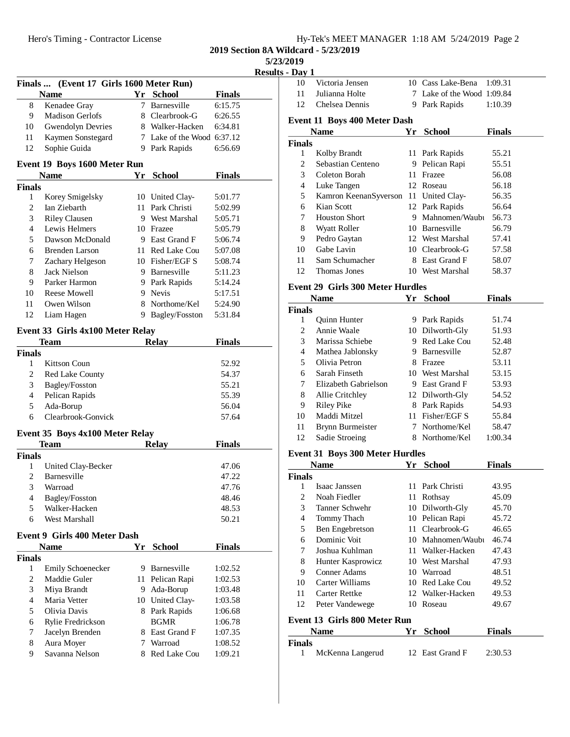## 2019 Section 8A Wildcard - 5/23/2019

**5/23/2019**

**Results - Day 1**

### Finals ... (Event 17 Girls 1600 Meter Run)

| | Name | Yr | School | Finals |
|---|---|---|---|---|
| 8 | Kenadee Gray | 7 | Barnesville | 6:15.75 |
| 9 | Madison Gerlofs | 8 | Clearbrook-G | 6:26.55 |
| 10 | Gwendolyn Devries | 8 | Walker-Hacken | 6:34.81 |
| 11 | Kaymen Sonstegard | 7 | Lake of the Wood | 6:37.12 |
| 12 | Sophie Guida | 9 | Park Rapids | 6:56.69 |

### Event 19 Boys 1600 Meter Run

| | Name | Yr | School | Finals |
|---|---|---|---|---|
| **Finals** | | | | |
| 1 | Korey Smigelsky | 10 | United Clay- | 5:01.77 |
| 2 | Ian Ziebarth | 11 | Park Christi | 5:02.99 |
| 3 | Riley Clausen | 9 | West Marshal | 5:05.71 |
| 4 | Lewis Helmers | 10 | Frazee | 5:05.79 |
| 5 | Dawson McDonald | 9 | East Grand F | 5:06.74 |
| 6 | Brenden Larson | 11 | Red Lake Cou | 5:07.08 |
| 7 | Zachary Helgeson | 10 | Fisher/EGF S | 5:08.74 |
| 8 | Jack Nielson | 9 | Barnesville | 5:11.23 |
| 9 | Parker Harmon | 9 | Park Rapids | 5:14.24 |
| 10 | Reese Mowell | 9 | Nevis | 5:17.51 |
| 11 | Owen Wilson | 8 | Northome/Kel | 5:24.90 |
| 12 | Liam Hagen | 9 | Bagley/Fosston | 5:31.84 |

### Event 33 Girls 4x100 Meter Relay

| | Team | Relay | Finals |
|---|---|---|---|
| **Finals** | | | |
| 1 | Kittson Coun | | 52.92 |
| 2 | Red Lake County | | 54.37 |
| 3 | Bagley/Fosston | | 55.21 |
| 4 | Pelican Rapids | | 55.39 |
| 5 | Ada-Borup | | 56.04 |
| 6 | Clearbrook-Gonvick | | 57.64 |

### Event 35 Boys 4x100 Meter Relay

| | Team | Relay | Finals |
|---|---|---|---|
| **Finals** | | | |
| 1 | United Clay-Becker | | 47.06 |
| 2 | Barnesville | | 47.22 |
| 3 | Warroad | | 47.76 |
| 4 | Bagley/Fosston | | 48.46 |
| 5 | Walker-Hacken | | 48.53 |
| 6 | West Marshall | | 50.21 |

### Event 9 Girls 400 Meter Dash

| | Name | Yr | School | Finals |
|---|---|---|---|---|
| **Finals** | | | | |
| 1 | Emily Schoenecker | 9 | Barnesville | 1:02.52 |
| 2 | Maddie Guler | 11 | Pelican Rapi | 1:02.53 |
| 3 | Miya Brandt | 9 | Ada-Borup | 1:03.48 |
| 4 | Maria Vetter | 10 | United Clay- | 1:03.58 |
| 5 | Olivia Davis | 8 | Park Rapids | 1:06.68 |
| 6 | Rylie Fredrickson | | BGMR | 1:06.78 |
| 7 | Jacelyn Brenden | 8 | East Grand F | 1:07.35 |
| 8 | Aura Moyer | 7 | Warroad | 1:08.52 |
| 9 | Savanna Nelson | 8 | Red Lake Cou | 1:09.21 |
| 10 | Victoria Jensen | 10 | Cass Lake-Bena | 1:09.31 |
| 11 | Julianna Holte | 7 | Lake of the Wood | 1:09.84 |
| 12 | Chelsea Dennis | 9 | Park Rapids | 1:10.39 |

### Event 11 Boys 400 Meter Dash

| | Name | Yr | School | Finals |
|---|---|---|---|---|
| **Finals** | | | | |
| 1 | Kolby Brandt | 11 | Park Rapids | 55.21 |
| 2 | Sebastian Centeno | 9 | Pelican Rapi | 55.51 |
| 3 | Coleton Borah | 11 | Frazee | 56.08 |
| 4 | Luke Tangen | 12 | Roseau | 56.18 |
| 5 | Kamron KeenanSyverson | 11 | United Clay- | 56.35 |
| 6 | Kian Scott | 12 | Park Rapids | 56.64 |
| 7 | Houston Short | 9 | Mahnomen/Waubu | 56.73 |
| 8 | Wyatt Roller | 10 | Barnesville | 56.79 |
| 9 | Pedro Gaytan | 12 | West Marshal | 57.41 |
| 10 | Gabe Lavin | 10 | Clearbrook-G | 57.58 |
| 11 | Sam Schumacher | 8 | East Grand F | 58.07 |
| 12 | Thomas Jones | 10 | West Marshal | 58.37 |

### Event 29 Girls 300 Meter Hurdles

| | Name | Yr | School | Finals |
|---|---|---|---|---|
| **Finals** | | | | |
| 1 | Quinn Hunter | 9 | Park Rapids | 51.74 |
| 2 | Annie Waale | 10 | Dilworth-Gly | 51.93 |
| 3 | Marissa Schiebe | 9 | Red Lake Cou | 52.48 |
| 4 | Mathea Jablonsky | 9 | Barnesville | 52.87 |
| 5 | Olivia Petron | 8 | Frazee | 53.11 |
| 6 | Sarah Finseth | 10 | West Marshal | 53.15 |
| 7 | Elizabeth Gabrielson | 9 | East Grand F | 53.93 |
| 8 | Allie Critchley | 12 | Dilworth-Gly | 54.52 |
| 9 | Riley Pike | 8 | Park Rapids | 54.93 |
| 10 | Maddi Mitzel | 11 | Fisher/EGF S | 55.84 |
| 11 | Brynn Burmeister | 7 | Northome/Kel | 58.47 |
| 12 | Sadie Stroeing | 8 | Northome/Kel | 1:00.34 |

### Event 31 Boys 300 Meter Hurdles

| | Name | Yr | School | Finals |
|---|---|---|---|---|
| **Finals** | | | | |
| 1 | Isaac Janssen | 11 | Park Christi | 43.95 |
| 2 | Noah Fiedler | 11 | Rothsay | 45.09 |
| 3 | Tanner Schwehr | 10 | Dilworth-Gly | 45.70 |
| 4 | Tommy Thach | 10 | Pelican Rapi | 45.72 |
| 5 | Ben Engebretson | 11 | Clearbrook-G | 46.65 |
| 6 | Dominic Voit | 10 | Mahnomen/Waubu | 46.74 |
| 7 | Joshua Kuhlman | 11 | Walker-Hacken | 47.43 |
| 8 | Hunter Kasprowicz | 10 | West Marshal | 47.93 |
| 9 | Conner Adams | 10 | Warroad | 48.51 |
| 10 | Carter Williams | 10 | Red Lake Cou | 49.52 |
| 11 | Carter Rettke | 12 | Walker-Hacken | 49.53 |
| 12 | Peter Vandewege | 10 | Roseau | 49.67 |

### Event 13 Girls 800 Meter Run

| | Name | Yr | School | Finals |
|---|---|---|---|---|
| **Finals** | | | | |
| 1 | McKenna Langerud | 12 | East Grand F | 2:30.53 |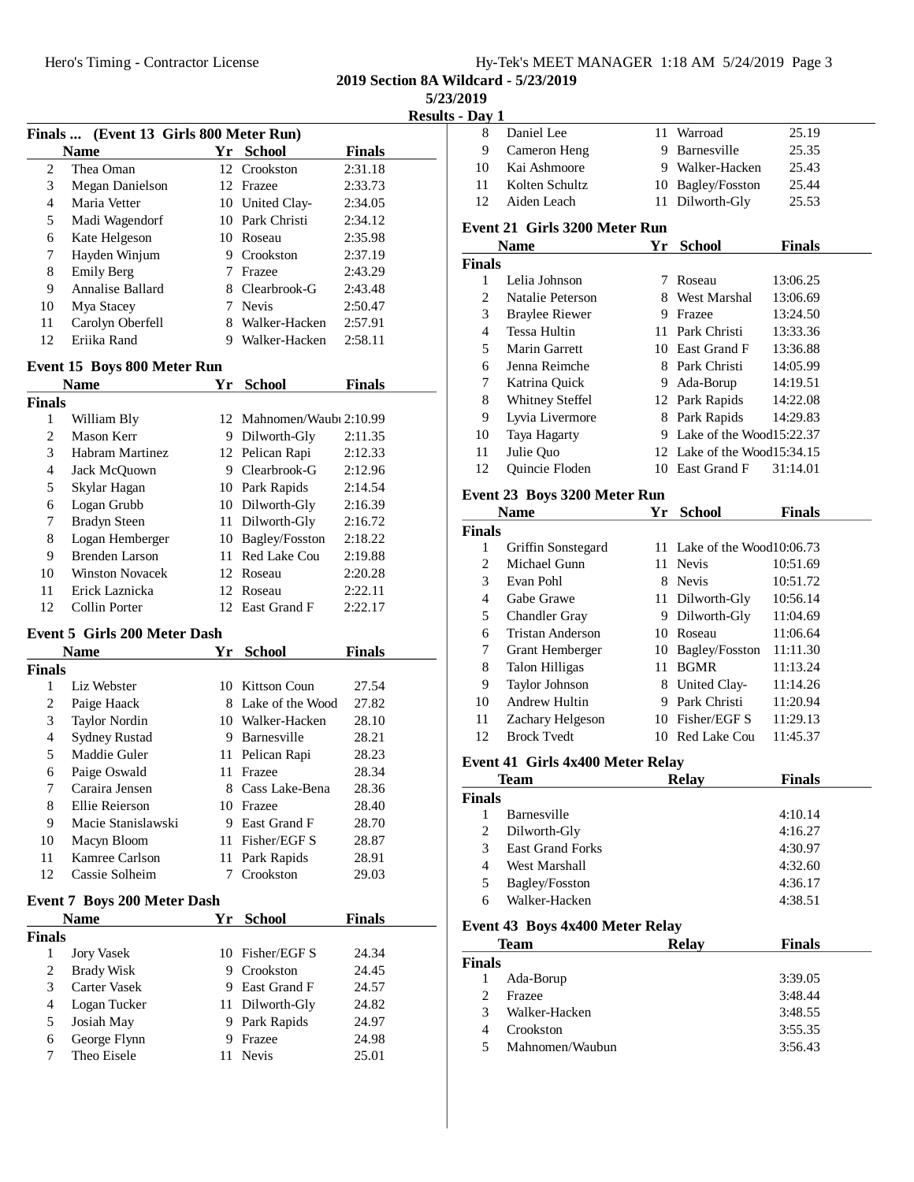**2019 Section 8A Wildcard - 5/23/2019**

**5/23/2019**

**Results - Day 1**

### Finals ... (Event 13 Girls 800 Meter Run)

| | Name | Yr | School | Finals |
|---|---|---|---|---|
| 2 | Thea Oman | 12 | Crookston | 2:31.18 |
| 3 | Megan Danielson | 12 | Frazee | 2:33.73 |
| 4 | Maria Vetter | 10 | United Clay- | 2:34.05 |
| 5 | Madi Wagendorf | 10 | Park Christi | 2:34.12 |
| 6 | Kate Helgeson | 10 | Roseau | 2:35.98 |
| 7 | Hayden Winjum | 9 | Crookston | 2:37.19 |
| 8 | Emily Berg | 7 | Frazee | 2:43.29 |
| 9 | Annalise Ballard | 8 | Clearbrook-G | 2:43.48 |
| 10 | Mya Stacey | 7 | Nevis | 2:50.47 |
| 11 | Carolyn Oberfell | 8 | Walker-Hacken | 2:57.91 |
| 12 | Eriika Rand | 9 | Walker-Hacken | 2:58.11 |

### Event 15 Boys 800 Meter Run

| | Name | Yr | School | Finals |
|---|---|---|---|---|
| **Finals** | | | | |
| 1 | William Bly | 12 | Mahnomen/Waubı | 2:10.99 |
| 2 | Mason Kerr | 9 | Dilworth-Gly | 2:11.35 |
| 3 | Habram Martinez | 12 | Pelican Rapi | 2:12.33 |
| 4 | Jack McQuown | 9 | Clearbrook-G | 2:12.96 |
| 5 | Skylar Hagan | 10 | Park Rapids | 2:14.54 |
| 6 | Logan Grubb | 10 | Dilworth-Gly | 2:16.39 |
| 7 | Bradyn Steen | 11 | Dilworth-Gly | 2:16.72 |
| 8 | Logan Hemberger | 10 | Bagley/Fosston | 2:18.22 |
| 9 | Brenden Larson | 11 | Red Lake Cou | 2:19.88 |
| 10 | Winston Novacek | 12 | Roseau | 2:20.28 |
| 11 | Erick Laznicka | 12 | Roseau | 2:22.11 |
| 12 | Collin Porter | 12 | East Grand F | 2:22.17 |

### Event 5 Girls 200 Meter Dash

| | Name | Yr | School | Finals |
|---|---|---|---|---|
| **Finals** | | | | |
| 1 | Liz Webster | 10 | Kittson Coun | 27.54 |
| 2 | Paige Haack | 8 | Lake of the Wood | 27.82 |
| 3 | Taylor Nordin | 10 | Walker-Hacken | 28.10 |
| 4 | Sydney Rustad | 9 | Barnesville | 28.21 |
| 5 | Maddie Guler | 11 | Pelican Rapi | 28.23 |
| 6 | Paige Oswald | 11 | Frazee | 28.34 |
| 7 | Caraira Jensen | 8 | Cass Lake-Bena | 28.36 |
| 8 | Ellie Reierson | 10 | Frazee | 28.40 |
| 9 | Macie Stanislawski | 9 | East Grand F | 28.70 |
| 10 | Macyn Bloom | 11 | Fisher/EGF S | 28.87 |
| 11 | Kamree Carlson | 11 | Park Rapids | 28.91 |
| 12 | Cassie Solheim | 7 | Crookston | 29.03 |

### Event 7 Boys 200 Meter Dash

| | Name | Yr | School | Finals |
|---|---|---|---|---|
| **Finals** | | | | |
| 1 | Jory Vasek | 10 | Fisher/EGF S | 24.34 |
| 2 | Brady Wisk | 9 | Crookston | 24.45 |
| 3 | Carter Vasek | 9 | East Grand F | 24.57 |
| 4 | Logan Tucker | 11 | Dilworth-Gly | 24.82 |
| 5 | Josiah May | 9 | Park Rapids | 24.97 |
| 6 | George Flynn | 9 | Frazee | 24.98 |
| 7 | Theo Eisele | 11 | Nevis | 25.01 |
| 8 | Daniel Lee | 11 | Warroad | 25.19 |
| 9 | Cameron Heng | 9 | Barnesville | 25.35 |
| 10 | Kai Ashmoore | 9 | Walker-Hacken | 25.43 |
| 11 | Kolten Schultz | 10 | Bagley/Fosston | 25.44 |
| 12 | Aiden Leach | 11 | Dilworth-Gly | 25.53 |

### Event 21 Girls 3200 Meter Run

| | Name | Yr | School | Finals |
|---|---|---|---|---|
| **Finals** | | | | |
| 1 | Lelia Johnson | 7 | Roseau | 13:06.25 |
| 2 | Natalie Peterson | 8 | West Marshal | 13:06.69 |
| 3 | Braylee Riewer | 9 | Frazee | 13:24.50 |
| 4 | Tessa Hultin | 11 | Park Christi | 13:33.36 |
| 5 | Marin Garrett | 10 | East Grand F | 13:36.88 |
| 6 | Jenna Reimche | 8 | Park Christi | 14:05.99 |
| 7 | Katrina Quick | 9 | Ada-Borup | 14:19.51 |
| 8 | Whitney Steffel | 12 | Park Rapids | 14:22.08 |
| 9 | Lyvia Livermore | 8 | Park Rapids | 14:29.83 |
| 10 | Taya Hagarty | 9 | Lake of the Wood | 15:22.37 |
| 11 | Julie Quo | 12 | Lake of the Wood | 15:34.15 |
| 12 | Quincie Floden | 10 | East Grand F | 31:14.01 |

### Event 23 Boys 3200 Meter Run

| | Name | Yr | School | Finals |
|---|---|---|---|---|
| **Finals** | | | | |
| 1 | Griffin Sonstegard | 11 | Lake of the Wood | 10:06.73 |
| 2 | Michael Gunn | 11 | Nevis | 10:51.69 |
| 3 | Evan Pohl | 8 | Nevis | 10:51.72 |
| 4 | Gabe Grawe | 11 | Dilworth-Gly | 10:56.14 |
| 5 | Chandler Gray | 9 | Dilworth-Gly | 11:04.69 |
| 6 | Tristan Anderson | 10 | Roseau | 11:06.64 |
| 7 | Grant Hemberger | 10 | Bagley/Fosston | 11:11.30 |
| 8 | Talon Hilligas | 11 | BGMR | 11:13.24 |
| 9 | Taylor Johnson | 8 | United Clay- | 11:14.26 |
| 10 | Andrew Hultin | 9 | Park Christi | 11:20.94 |
| 11 | Zachary Helgeson | 10 | Fisher/EGF S | 11:29.13 |
| 12 | Brock Tvedt | 10 | Red Lake Cou | 11:45.37 |

### Event 41 Girls 4x400 Meter Relay

| | Team | Relay | Finals |
|---|---|---|---|
| **Finals** | | | |
| 1 | Barnesville | | 4:10.14 |
| 2 | Dilworth-Gly | | 4:16.27 |
| 3 | East Grand Forks | | 4:30.97 |
| 4 | West Marshall | | 4:32.60 |
| 5 | Bagley/Fosston | | 4:36.17 |
| 6 | Walker-Hacken | | 4:38.51 |

### Event 43 Boys 4x400 Meter Relay

| | Team | Relay | Finals |
|---|---|---|---|
| **Finals** | | | |
| 1 | Ada-Borup | | 3:39.05 |
| 2 | Frazee | | 3:48.44 |
| 3 | Walker-Hacken | | 3:48.55 |
| 4 | Crookston | | 3:55.35 |
| 5 | Mahnomen/Waubun | | 3:56.43 |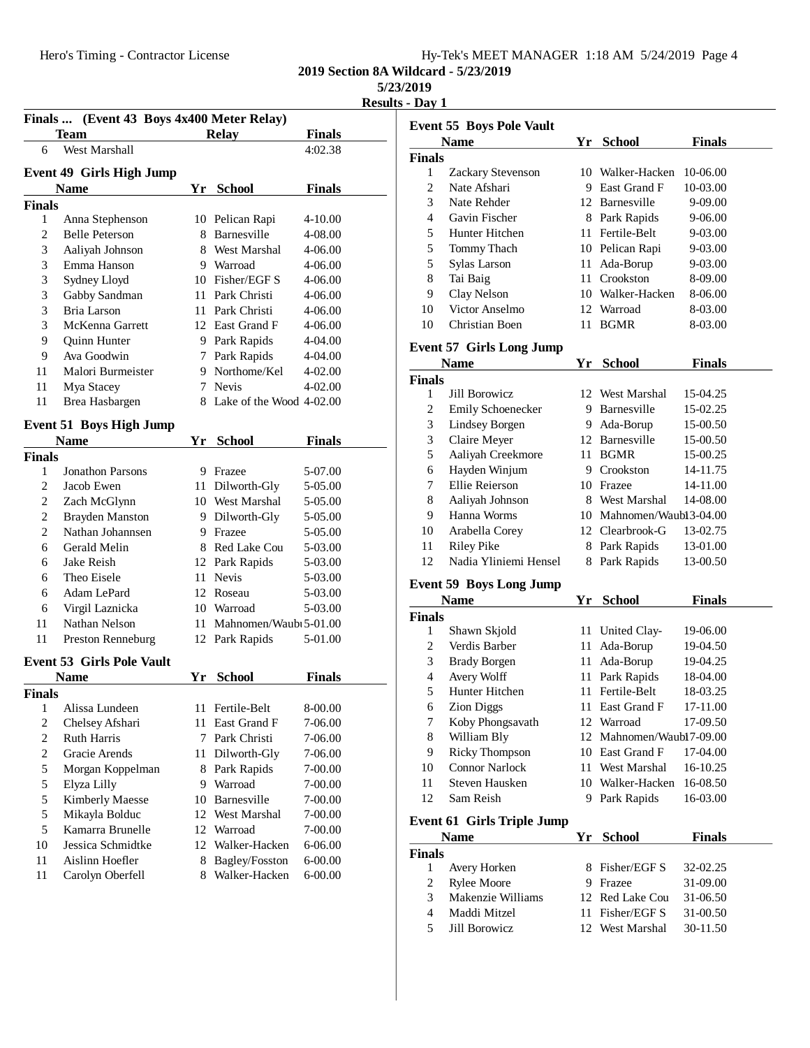## 2019 Section 8A Wildcard - 5/23/2019

**5/23/2019**

**Results - Day 1**

### Finals ... (Event 43 Boys 4x400 Meter Relay)

| | Team | Relay | Finals |
|---|---|---|---|
| 6 | West Marshall | | 4:02.38 |

### Event 49 Girls High Jump

| | Name | Yr | School | Finals |
|---|---|---|---|---|
| **Finals** | | | | |
| 1 | Anna Stephenson | 10 | Pelican Rapi | 4-10.00 |
| 2 | Belle Peterson | 8 | Barnesville | 4-08.00 |
| 3 | Aaliyah Johnson | 8 | West Marshal | 4-06.00 |
| 3 | Emma Hanson | 9 | Warroad | 4-06.00 |
| 3 | Sydney Lloyd | 10 | Fisher/EGF S | 4-06.00 |
| 3 | Gabby Sandman | 11 | Park Christi | 4-06.00 |
| 3 | Bria Larson | 11 | Park Christi | 4-06.00 |
| 3 | McKenna Garrett | 12 | East Grand F | 4-06.00 |
| 9 | Quinn Hunter | 9 | Park Rapids | 4-04.00 |
| 9 | Ava Goodwin | 7 | Park Rapids | 4-04.00 |
| 11 | Malori Burmeister | 9 | Northome/Kel | 4-02.00 |
| 11 | Mya Stacey | 7 | Nevis | 4-02.00 |
| 11 | Brea Hasbargen | 8 | Lake of the Wood | 4-02.00 |

### Event 51 Boys High Jump

| | Name | Yr | School | Finals |
|---|---|---|---|---|
| **Finals** | | | | |
| 1 | Jonathon Parsons | 9 | Frazee | 5-07.00 |
| 2 | Jacob Ewen | 11 | Dilworth-Gly | 5-05.00 |
| 2 | Zach McGlynn | 10 | West Marshal | 5-05.00 |
| 2 | Brayden Manston | 9 | Dilworth-Gly | 5-05.00 |
| 2 | Nathan Johannsen | 9 | Frazee | 5-05.00 |
| 6 | Gerald Melin | 8 | Red Lake Cou | 5-03.00 |
| 6 | Jake Reish | 12 | Park Rapids | 5-03.00 |
| 6 | Theo Eisele | 11 | Nevis | 5-03.00 |
| 6 | Adam LePard | 12 | Roseau | 5-03.00 |
| 6 | Virgil Laznicka | 10 | Warroad | 5-03.00 |
| 11 | Nathan Nelson | 11 | Mahnomen/Waub | 5-01.00 |
| 11 | Preston Renneburg | 12 | Park Rapids | 5-01.00 |

### Event 53 Girls Pole Vault

| | Name | Yr | School | Finals |
|---|---|---|---|---|
| **Finals** | | | | |
| 1 | Alissa Lundeen | 11 | Fertile-Belt | 8-00.00 |
| 2 | Chelsey Afshari | 11 | East Grand F | 7-06.00 |
| 2 | Ruth Harris | 7 | Park Christi | 7-06.00 |
| 2 | Gracie Arends | 11 | Dilworth-Gly | 7-06.00 |
| 5 | Morgan Koppelman | 8 | Park Rapids | 7-00.00 |
| 5 | Elyza Lilly | 9 | Warroad | 7-00.00 |
| 5 | Kimberly Maesse | 10 | Barnesville | 7-00.00 |
| 5 | Mikayla Bolduc | 12 | West Marshal | 7-00.00 |
| 5 | Kamarra Brunelle | 12 | Warroad | 7-00.00 |
| 10 | Jessica Schmidtke | 12 | Walker-Hacken | 6-06.00 |
| 11 | Aislinn Hoefler | 8 | Bagley/Fosston | 6-00.00 |
| 11 | Carolyn Oberfell | 8 | Walker-Hacken | 6-00.00 |

### Event 55 Boys Pole Vault

| | Name | Yr | School | Finals |
|---|---|---|---|---|
| **Finals** | | | | |
| 1 | Zackary Stevenson | 10 | Walker-Hacken | 10-06.00 |
| 2 | Nate Afshari | 9 | East Grand F | 10-03.00 |
| 3 | Nate Rehder | 12 | Barnesville | 9-09.00 |
| 4 | Gavin Fischer | 8 | Park Rapids | 9-06.00 |
| 5 | Hunter Hitchen | 11 | Fertile-Belt | 9-03.00 |
| 5 | Tommy Thach | 10 | Pelican Rapi | 9-03.00 |
| 5 | Sylas Larson | 11 | Ada-Borup | 9-03.00 |
| 8 | Tai Baig | 11 | Crookston | 8-09.00 |
| 9 | Clay Nelson | 10 | Walker-Hacken | 8-06.00 |
| 10 | Victor Anselmo | 12 | Warroad | 8-03.00 |
| 10 | Christian Boen | 11 | BGMR | 8-03.00 |

### Event 57 Girls Long Jump

| | Name | Yr | School | Finals |
|---|---|---|---|---|
| **Finals** | | | | |
| 1 | Jill Borowicz | 12 | West Marshal | 15-04.25 |
| 2 | Emily Schoenecker | 9 | Barnesville | 15-02.25 |
| 3 | Lindsey Borgen | 9 | Ada-Borup | 15-00.50 |
| 3 | Claire Meyer | 12 | Barnesville | 15-00.50 |
| 5 | Aaliyah Creekmore | 11 | BGMR | 15-00.25 |
| 6 | Hayden Winjum | 9 | Crookston | 14-11.75 |
| 7 | Ellie Reierson | 10 | Frazee | 14-11.00 |
| 8 | Aaliyah Johnson | 8 | West Marshal | 14-08.00 |
| 9 | Hanna Worms | 10 | Mahnomen/Waub | 13-04.00 |
| 10 | Arabella Corey | 12 | Clearbrook-G | 13-02.75 |
| 11 | Riley Pike | 8 | Park Rapids | 13-01.00 |
| 12 | Nadia Yliniemi Hensel | 8 | Park Rapids | 13-00.50 |

### Event 59 Boys Long Jump

| | Name | Yr | School | Finals |
|---|---|---|---|---|
| **Finals** | | | | |
| 1 | Shawn Skjold | 11 | United Clay- | 19-06.00 |
| 2 | Verdis Barber | 11 | Ada-Borup | 19-04.50 |
| 3 | Brady Borgen | 11 | Ada-Borup | 19-04.25 |
| 4 | Avery Wolff | 11 | Park Rapids | 18-04.00 |
| 5 | Hunter Hitchen | 11 | Fertile-Belt | 18-03.25 |
| 6 | Zion Diggs | 11 | East Grand F | 17-11.00 |
| 7 | Koby Phongsavath | 12 | Warroad | 17-09.50 |
| 8 | William Bly | 12 | Mahnomen/Waub | 17-09.00 |
| 9 | Ricky Thompson | 10 | East Grand F | 17-04.00 |
| 10 | Connor Narlock | 11 | West Marshal | 16-10.25 |
| 11 | Steven Hausken | 10 | Walker-Hacken | 16-08.50 |
| 12 | Sam Reish | 9 | Park Rapids | 16-03.00 |

### Event 61 Girls Triple Jump

| | Name | Yr | School | Finals |
|---|---|---|---|---|
| **Finals** | | | | |
| 1 | Avery Horken | 8 | Fisher/EGF S | 32-02.25 |
| 2 | Rylee Moore | 9 | Frazee | 31-09.00 |
| 3 | Makenzie Williams | 12 | Red Lake Cou | 31-06.50 |
| 4 | Maddi Mitzel | 11 | Fisher/EGF S | 31-00.50 |
| 5 | Jill Borowicz | 12 | West Marshal | 30-11.50 |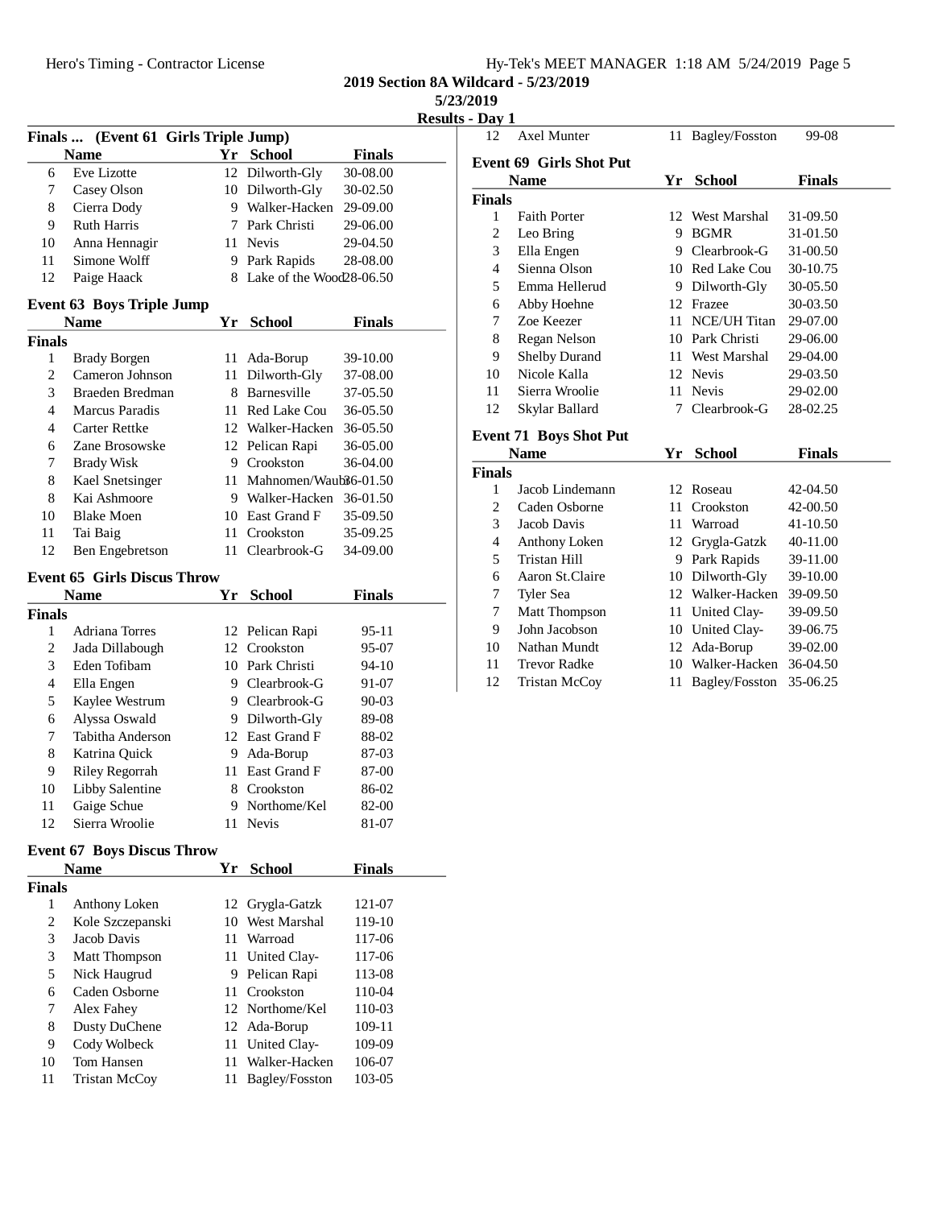2019 Section 8A Wildcard - 5/23/2019

5/23/2019

Results - Day 1

### Finals ... (Event 61 Girls Triple Jump)

| | Name | Yr | School | Finals |
|---|---|---|---|---|
| 6 | Eve Lizotte | 12 | Dilworth-Gly | 30-08.00 |
| 7 | Casey Olson | 10 | Dilworth-Gly | 30-02.50 |
| 8 | Cierra Dody | 9 | Walker-Hacken | 29-09.00 |
| 9 | Ruth Harris | 7 | Park Christi | 29-06.00 |
| 10 | Anna Hennagir | 11 | Nevis | 29-04.50 |
| 11 | Simone Wolff | 9 | Park Rapids | 28-08.00 |
| 12 | Paige Haack | 8 | Lake of the Wood | 28-06.50 |

### Event 63 Boys Triple Jump

**Finals**

| | Name | Yr | School | Finals |
|---|---|---|---|---|
| 1 | Brady Borgen | 11 | Ada-Borup | 39-10.00 |
| 2 | Cameron Johnson | 11 | Dilworth-Gly | 37-08.00 |
| 3 | Braeden Bredman | 8 | Barnesville | 37-05.50 |
| 4 | Marcus Paradis | 11 | Red Lake Cou | 36-05.50 |
| 4 | Carter Rettke | 12 | Walker-Hacken | 36-05.50 |
| 6 | Zane Brosowske | 12 | Pelican Rapi | 36-05.00 |
| 7 | Brady Wisk | 9 | Crookston | 36-04.00 |
| 8 | Kael Snetsinger | 11 | Mahnomen/Waub | 36-01.50 |
| 8 | Kai Ashmoore | 9 | Walker-Hacken | 36-01.50 |
| 10 | Blake Moen | 10 | East Grand F | 35-09.50 |
| 11 | Tai Baig | 11 | Crookston | 35-09.25 |
| 12 | Ben Engebretson | 11 | Clearbrook-G | 34-09.00 |

### Event 65 Girls Discus Throw

**Finals**

| | Name | Yr | School | Finals |
|---|---|---|---|---|
| 1 | Adriana Torres | 12 | Pelican Rapi | 95-11 |
| 2 | Jada Dillabough | 12 | Crookston | 95-07 |
| 3 | Eden Tofibam | 10 | Park Christi | 94-10 |
| 4 | Ella Engen | 9 | Clearbrook-G | 91-07 |
| 5 | Kaylee Westrum | 9 | Clearbrook-G | 90-03 |
| 6 | Alyssa Oswald | 9 | Dilworth-Gly | 89-08 |
| 7 | Tabitha Anderson | 12 | East Grand F | 88-02 |
| 8 | Katrina Quick | 9 | Ada-Borup | 87-03 |
| 9 | Riley Regorrah | 11 | East Grand F | 87-00 |
| 10 | Libby Salentine | 8 | Crookston | 86-02 |
| 11 | Gaige Schue | 9 | Northome/Kel | 82-00 |
| 12 | Sierra Wroolie | 11 | Nevis | 81-07 |

### Event 67 Boys Discus Throw

**Finals**

| | Name | Yr | School | Finals |
|---|---|---|---|---|
| 1 | Anthony Loken | 12 | Grygla-Gatzk | 121-07 |
| 2 | Kole Szczepanski | 10 | West Marshal | 119-10 |
| 3 | Jacob Davis | 11 | Warroad | 117-06 |
| 3 | Matt Thompson | 11 | United Clay- | 117-06 |
| 5 | Nick Haugrud | 9 | Pelican Rapi | 113-08 |
| 6 | Caden Osborne | 11 | Crookston | 110-04 |
| 7 | Alex Fahey | 12 | Northome/Kel | 110-03 |
| 8 | Dusty DuChene | 12 | Ada-Borup | 109-11 |
| 9 | Cody Wolbeck | 11 | United Clay- | 109-09 |
| 10 | Tom Hansen | 11 | Walker-Hacken | 106-07 |
| 11 | Tristan McCoy | 11 | Bagley/Fosston | 103-05 |
| 12 | Axel Munter | 11 | Bagley/Fosston | 99-08 |

### Event 69 Girls Shot Put

**Finals**

| | Name | Yr | School | Finals |
|---|---|---|---|---|
| 1 | Faith Porter | 12 | West Marshal | 31-09.50 |
| 2 | Leo Bring | 9 | BGMR | 31-01.50 |
| 3 | Ella Engen | 9 | Clearbrook-G | 31-00.50 |
| 4 | Sienna Olson | 10 | Red Lake Cou | 30-10.75 |
| 5 | Emma Hellerud | 9 | Dilworth-Gly | 30-05.50 |
| 6 | Abby Hoehne | 12 | Frazee | 30-03.50 |
| 7 | Zoe Keezer | 11 | NCE/UH Titan | 29-07.00 |
| 8 | Regan Nelson | 10 | Park Christi | 29-06.00 |
| 9 | Shelby Durand | 11 | West Marshal | 29-04.00 |
| 10 | Nicole Kalla | 12 | Nevis | 29-03.50 |
| 11 | Sierra Wroolie | 11 | Nevis | 29-02.00 |
| 12 | Skylar Ballard | 7 | Clearbrook-G | 28-02.25 |

### Event 71 Boys Shot Put

**Finals**

| | Name | Yr | School | Finals |
|---|---|---|---|---|
| 1 | Jacob Lindemann | 12 | Roseau | 42-04.50 |
| 2 | Caden Osborne | 11 | Crookston | 42-00.50 |
| 3 | Jacob Davis | 11 | Warroad | 41-10.50 |
| 4 | Anthony Loken | 12 | Grygla-Gatzk | 40-11.00 |
| 5 | Tristan Hill | 9 | Park Rapids | 39-11.00 |
| 6 | Aaron St.Claire | 10 | Dilworth-Gly | 39-10.00 |
| 7 | Tyler Sea | 12 | Walker-Hacken | 39-09.50 |
| 7 | Matt Thompson | 11 | United Clay- | 39-09.50 |
| 9 | John Jacobson | 10 | United Clay- | 39-06.75 |
| 10 | Nathan Mundt | 12 | Ada-Borup | 39-02.00 |
| 11 | Trevor Radke | 10 | Walker-Hacken | 36-04.50 |
| 12 | Tristan McCoy | 11 | Bagley/Fosston | 35-06.25 |